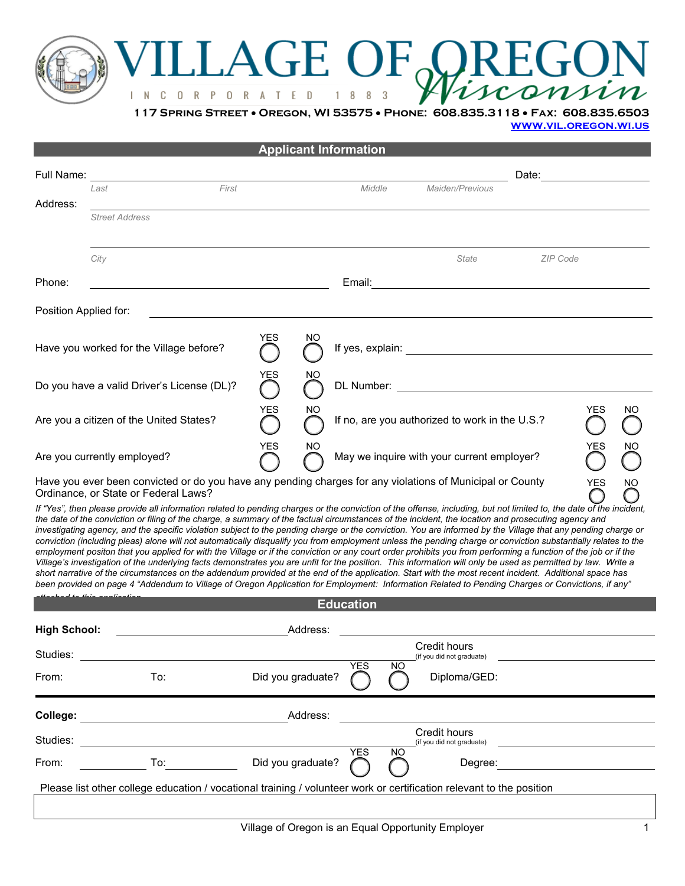# VILLAGE OF OREGON

INCORPORATED 1883 *Wisconsin*

**117 Spring Street • Oregon, WI 53575 • Phone: 608.835.3118 • Fax: 608.835.6503**

**www.vil.oregon.wi.us**

## Applicant Information

Full Name: ______________________________________________ Date: ____________

*Last* *First* *Middle* *Maiden/Previous*

Address: ______________________________________________

*Street Address*

______________________________________________

*City* *State* *ZIP Code*

Phone: ______________________ Email: ______________________

Position Applied for: ______________________________________________

Have you worked for the Village before? YES ◯ NO ◯ If yes, explain: ______________________

Do you have a valid Driver's License (DL)? YES ◯ NO ◯ DL Number: ______________________

Are you a citizen of the United States? YES ◯ NO ◯ If no, are you authorized to work in the U.S.? YES ◯ NO ◯

Are you currently employed? YES ◯ NO ◯ May we inquire with your current employer? YES ◯ NO ◯

Have you ever been convicted or do you have pending charges for any violations of Municipal or County Ordinance, or State or Federal Laws? YES ◯ NO ◯

*If "Yes", then please provide all information related to pending charges or the conviction of the offense, including, but not limited to, the date of the incident, the date of the conviction or filing of the charge, a summary of the factual circumstances of the incident, the location and prosecuting agency and investigating agency, and the specific violation subject to the pending charge or the conviction. You are informed by the Village that any pending charge or conviction (including pleas) alone will not automatically disqualify you from employment unless the pending charge or conviction substantially relates to the employment positon that you applied for with the Village or if the conviction or any court order prohibits you from performing a function of the job or if the Village's investigation of the underlying facts demonstrates you are unfit for the position. This information will only be used as permitted by law. Write a short narrative of the circumstances on the addendum provided at the end of the application. Start with the most recent incident. Additional space has been provided on page 4 "Addendum to Village of Oregon Application for Employment: Information Related to Pending Charges or Convictions, if any" attached to this application.*

## Education

**High School:** ______________________ Address: ______________________

Studies: ______________________ Credit hours (if you did not graduate) ____________

From: ____________ To: ____________ Did you graduate? YES ◯ NO ◯ Diploma/GED: ____________

**College:** ______________________ Address: ______________________

Studies: ______________________ Credit hours (if you did not graduate) ____________

From: ____________ To: ____________ Did you graduate? YES ◯ NO ◯ Degree: ____________

Please list other college education / vocational training / volunteer work or certification relevant to the position

______________________________________________

Village of Oregon is an Equal Opportunity Employer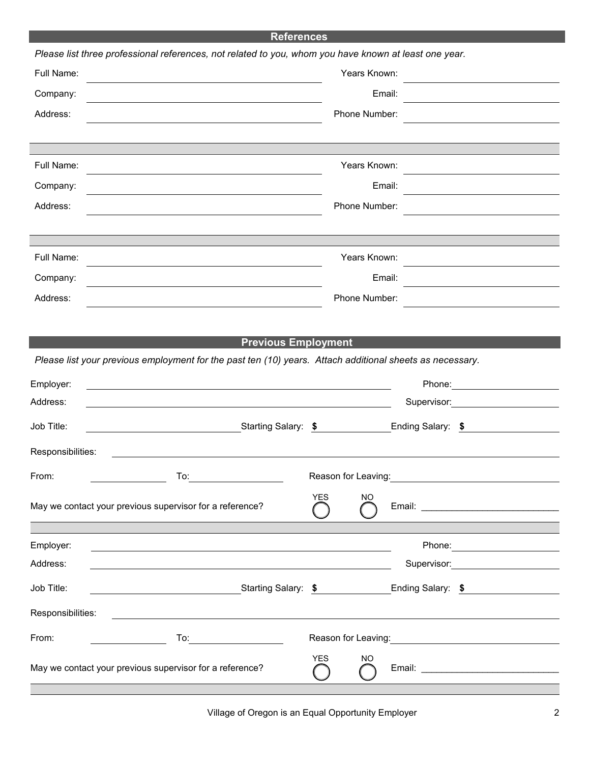## References

*Please list three professional references, not related to you, whom you have known at least one year.*

Full Name: ______________________ Years Known: ______________________

Company: ______________________ Email: ______________________

Address: ______________________ Phone Number: ______________________

---

Full Name: ______________________ Years Known: ______________________

Company: ______________________ Email: ______________________

Address: ______________________ Phone Number: ______________________

---

Full Name: ______________________ Years Known: ______________________

Company: ______________________ Email: ______________________

Address: ______________________ Phone Number: ______________________

## Previous Employment

*Please list your previous employment for the past ten (10) years. Attach additional sheets as necessary.*

Employer: ______________________ Phone: ______________________

Address: ______________________ Supervisor: ______________________

Job Title: ______________________ Starting Salary: $ ______________ Ending Salary: $ ______________

Responsibilities: ______________________________________________

From: ______________ To: ______________ Reason for Leaving: ______________________

May we contact your previous supervisor for a reference? ◯ YES ◯ NO Email: ______________________

---

Employer: ______________________ Phone: ______________________

Address: ______________________ Supervisor: ______________________

Job Title: ______________________ Starting Salary: $ ______________ Ending Salary: $ ______________

Responsibilities: ______________________________________________

From: ______________ To: ______________ Reason for Leaving: ______________________

May we contact your previous supervisor for a reference? ◯ YES ◯ NO Email: ______________________

---

Village of Oregon is an Equal Opportunity Employer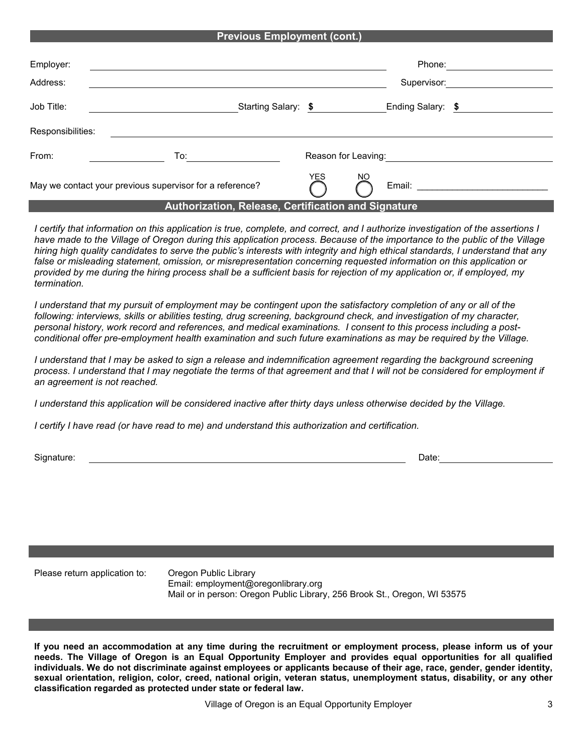## Previous Employment (cont.)

Employer: ____________________ Phone: ____________________

Address: ____________________ Supervisor: ____________________

Job Title: ____________________ Starting Salary: $ ____________ Ending Salary: $ ____________

Responsibilities: ____________________

From: ____________ To: ____________ Reason for Leaving: ____________________

May we contact your previous supervisor for a reference? YES ◯ NO ◯ Email: ____________________

## Authorization, Release, Certification and Signature

*I certify that information on this application is true, complete, and correct, and I authorize investigation of the assertions I have made to the Village of Oregon during this application process. Because of the importance to the public of the Village hiring high quality candidates to serve the public's interests with integrity and high ethical standards, I understand that any false or misleading statement, omission, or misrepresentation concerning requested information on this application or provided by me during the hiring process shall be a sufficient basis for rejection of my application or, if employed, my termination.*

*I understand that my pursuit of employment may be contingent upon the satisfactory completion of any or all of the following: interviews, skills or abilities testing, drug screening, background check, and investigation of my character, personal history, work record and references, and medical examinations. I consent to this process including a post-conditional offer pre-employment health examination and such future examinations as may be required by the Village.*

*I understand that I may be asked to sign a release and indemnification agreement regarding the background screening process. I understand that I may negotiate the terms of that agreement and that I will not be considered for employment if an agreement is not reached.*

*I understand this application will be considered inactive after thirty days unless otherwise decided by the Village.*

*I certify I have read (or have read to me) and understand this authorization and certification.*

Signature: ______________________________ Date: ____________________

Please return application to: Oregon Public Library
Email: employment@oregonlibrary.org
Mail or in person: Oregon Public Library, 256 Brook St., Oregon, WI 53575

**If you need an accommodation at any time during the recruitment or employment process, please inform us of your needs. The Village of Oregon is an Equal Opportunity Employer and provides equal opportunities for all qualified individuals. We do not discriminate against employees or applicants because of their age, race, gender, gender identity, sexual orientation, religion, color, creed, national origin, veteran status, unemployment status, disability, or any other classification regarded as protected under state or federal law.**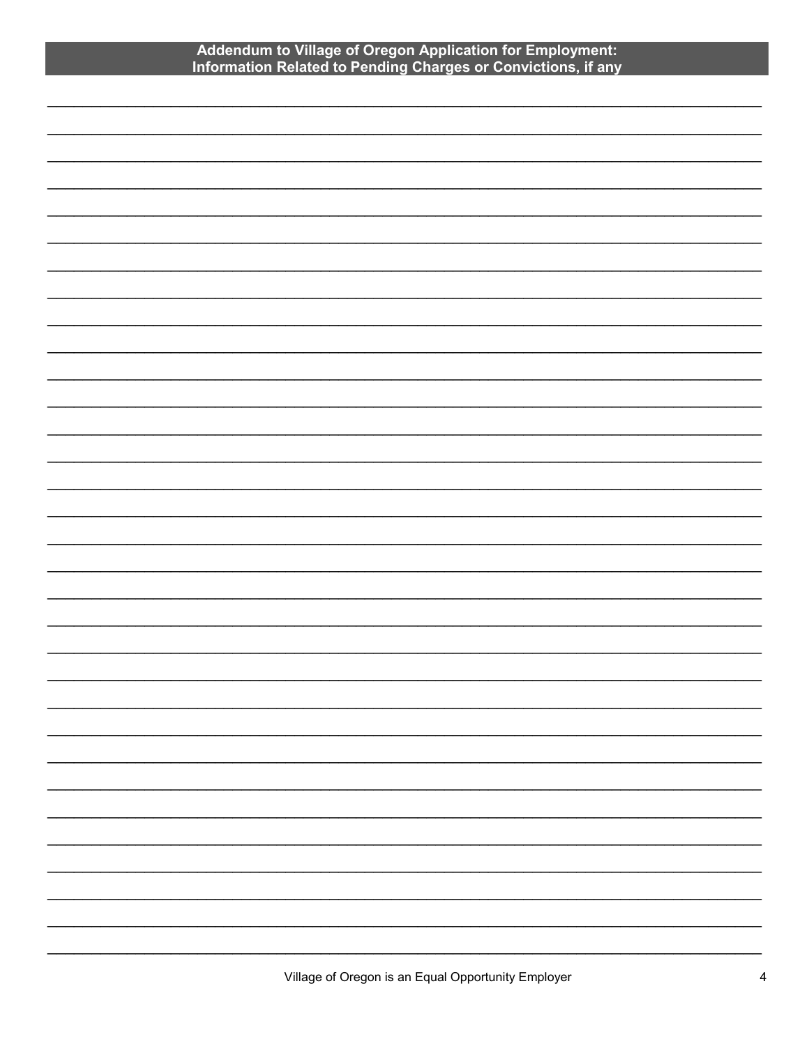## Addendum to Village of Oregon Application for Employment: Information Related to Pending Charges or Convictions, if any

\_\_\_\_\_\_\_\_\_\_\_\_\_\_\_\_\_\_\_\_\_\_\_\_\_\_\_\_\_\_\_\_\_\_\_\_\_\_\_\_\_\_\_\_\_\_\_\_\_\_\_\_\_\_\_\_\_\_\_\_\_\_\_\_\_\_\_\_\_\_\_\_\_\_\_\_\_\_

\_\_\_\_\_\_\_\_\_\_\_\_\_\_\_\_\_\_\_\_\_\_\_\_\_\_\_\_\_\_\_\_\_\_\_\_\_\_\_\_\_\_\_\_\_\_\_\_\_\_\_\_\_\_\_\_\_\_\_\_\_\_\_\_\_\_\_\_\_\_\_\_\_\_\_\_\_\_

\_\_\_\_\_\_\_\_\_\_\_\_\_\_\_\_\_\_\_\_\_\_\_\_\_\_\_\_\_\_\_\_\_\_\_\_\_\_\_\_\_\_\_\_\_\_\_\_\_\_\_\_\_\_\_\_\_\_\_\_\_\_\_\_\_\_\_\_\_\_\_\_\_\_\_\_\_\_

\_\_\_\_\_\_\_\_\_\_\_\_\_\_\_\_\_\_\_\_\_\_\_\_\_\_\_\_\_\_\_\_\_\_\_\_\_\_\_\_\_\_\_\_\_\_\_\_\_\_\_\_\_\_\_\_\_\_\_\_\_\_\_\_\_\_\_\_\_\_\_\_\_\_\_\_\_\_

\_\_\_\_\_\_\_\_\_\_\_\_\_\_\_\_\_\_\_\_\_\_\_\_\_\_\_\_\_\_\_\_\_\_\_\_\_\_\_\_\_\_\_\_\_\_\_\_\_\_\_\_\_\_\_\_\_\_\_\_\_\_\_\_\_\_\_\_\_\_\_\_\_\_\_\_\_\_

\_\_\_\_\_\_\_\_\_\_\_\_\_\_\_\_\_\_\_\_\_\_\_\_\_\_\_\_\_\_\_\_\_\_\_\_\_\_\_\_\_\_\_\_\_\_\_\_\_\_\_\_\_\_\_\_\_\_\_\_\_\_\_\_\_\_\_\_\_\_\_\_\_\_\_\_\_\_

\_\_\_\_\_\_\_\_\_\_\_\_\_\_\_\_\_\_\_\_\_\_\_\_\_\_\_\_\_\_\_\_\_\_\_\_\_\_\_\_\_\_\_\_\_\_\_\_\_\_\_\_\_\_\_\_\_\_\_\_\_\_\_\_\_\_\_\_\_\_\_\_\_\_\_\_\_\_

\_\_\_\_\_\_\_\_\_\_\_\_\_\_\_\_\_\_\_\_\_\_\_\_\_\_\_\_\_\_\_\_\_\_\_\_\_\_\_\_\_\_\_\_\_\_\_\_\_\_\_\_\_\_\_\_\_\_\_\_\_\_\_\_\_\_\_\_\_\_\_\_\_\_\_\_\_\_

\_\_\_\_\_\_\_\_\_\_\_\_\_\_\_\_\_\_\_\_\_\_\_\_\_\_\_\_\_\_\_\_\_\_\_\_\_\_\_\_\_\_\_\_\_\_\_\_\_\_\_\_\_\_\_\_\_\_\_\_\_\_\_\_\_\_\_\_\_\_\_\_\_\_\_\_\_\_

\_\_\_\_\_\_\_\_\_\_\_\_\_\_\_\_\_\_\_\_\_\_\_\_\_\_\_\_\_\_\_\_\_\_\_\_\_\_\_\_\_\_\_\_\_\_\_\_\_\_\_\_\_\_\_\_\_\_\_\_\_\_\_\_\_\_\_\_\_\_\_\_\_\_\_\_\_\_

Village of Oregon is an Equal Opportunity Employer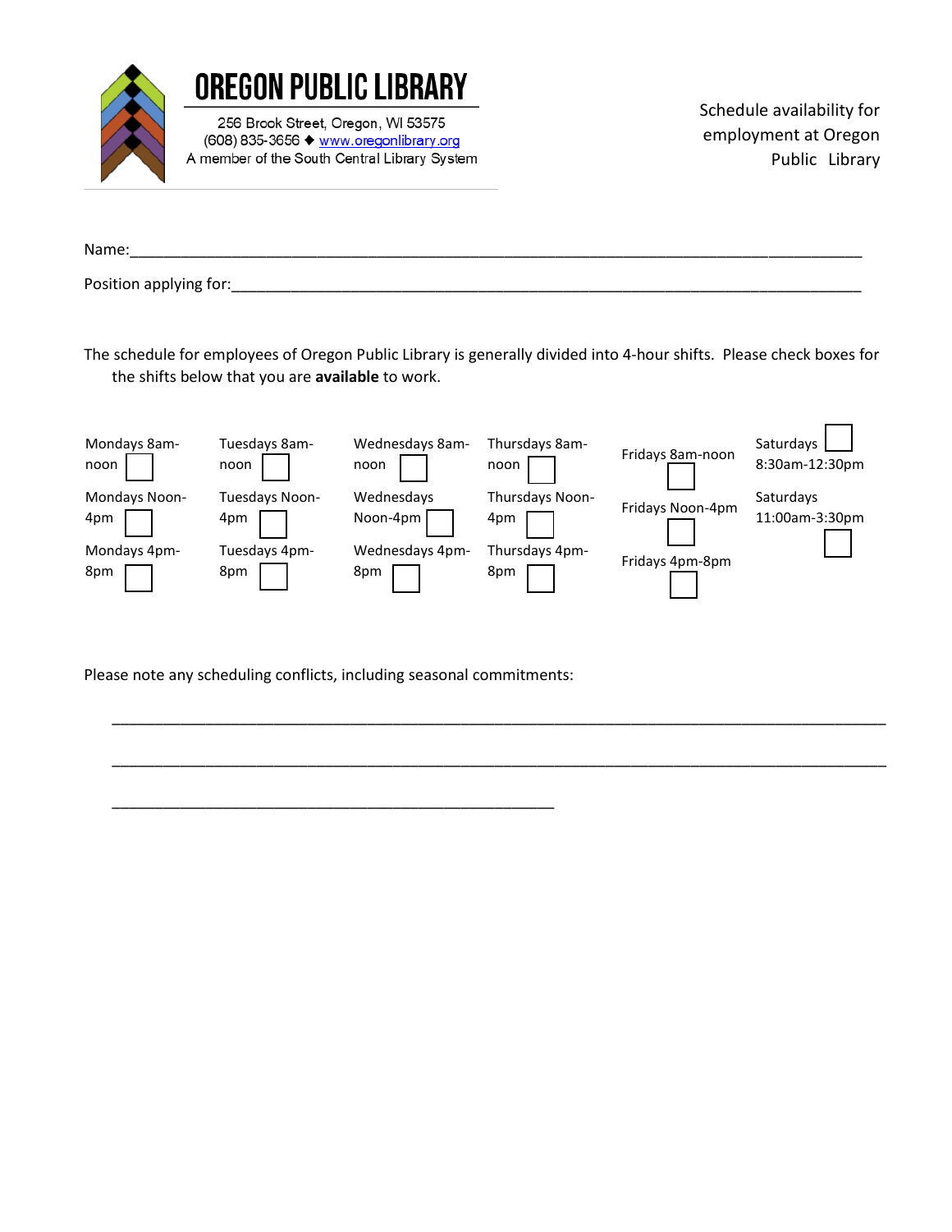# OREGON PUBLIC LIBRARY

256 Brook Street, Oregon, WI 53575
(608) 835-3656 ♦ www.oregonlibrary.org
A member of the South Central Library System

Schedule availability for employment at Oregon Public Library

Name:______________________________________________________________________________

Position applying for:_______________________________________________________________________

The schedule for employees of Oregon Public Library is generally divided into 4-hour shifts. Please check boxes for the shifts below that you are **available** to work.

| | | | | | |
|---|---|---|---|---|---|
| Mondays 8am-noon ☐ | Tuesdays 8am-noon ☐ | Wednesdays 8am-noon ☐ | Thursdays 8am-noon ☐ | Fridays 8am-noon ☐ | Saturdays ☐ 8:30am-12:30pm |
| Mondays Noon-4pm ☐ | Tuesdays Noon-4pm ☐ | Wednesdays Noon-4pm ☐ | Thursdays Noon-4pm ☐ | Fridays Noon-4pm ☐ | Saturdays 11:00am-3:30pm ☐ |
| Mondays 4pm-8pm ☐ | Tuesdays 4pm-8pm ☐ | Wednesdays 4pm-8pm ☐ | Thursdays 4pm-8pm ☐ | Fridays 4pm-8pm ☐ | |

Please note any scheduling conflicts, including seasonal commitments:

_______________________________________________________________________________________

_______________________________________________________________________________________

__________________________________________________